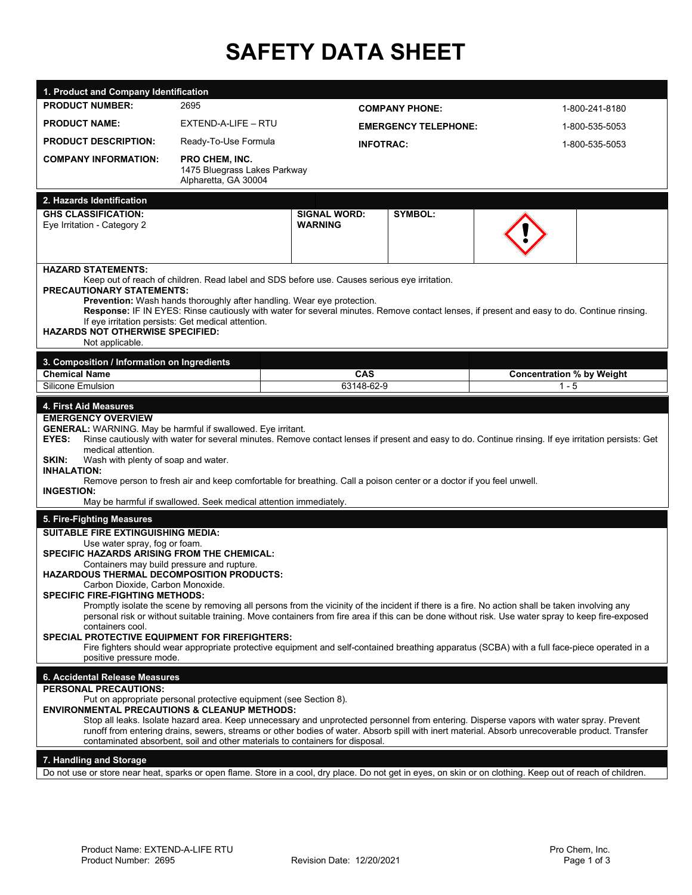# SAFETY DATA SHEET

## 1. Product and Company Identification

| | | | |
|---|---|---|---|
| **PRODUCT NUMBER:** | 2695 | **COMPANY PHONE:** | 1-800-241-8180 |
| **PRODUCT NAME:** | EXTEND-A-LIFE – RTU | **EMERGENCY TELEPHONE:** | 1-800-535-5053 |
| **PRODUCT DESCRIPTION:** | Ready-To-Use Formula | **INFOTRAC:** | 1-800-535-5053 |
| **COMPANY INFORMATION:** | **PRO CHEM, INC.** 1475 Bluegrass Lakes Parkway Alpharetta, GA 30004 | | |

## 2. Hazards Identification

| **GHS CLASSIFICATION:** | **SIGNAL WORD:** | **SYMBOL:** |
|---|---|---|
| Eye Irritation - Category 2 | **WARNING** | |

**HAZARD STATEMENTS:**

Keep out of reach of children. Read label and SDS before use. Causes serious eye irritation.

**PRECAUTIONARY STATEMENTS:**

**Prevention:** Wash hands thoroughly after handling. Wear eye protection.

**Response:** IF IN EYES: Rinse cautiously with water for several minutes. Remove contact lenses, if present and easy to do. Continue rinsing. If eye irritation persists: Get medical attention.

**HAZARDS NOT OTHERWISE SPECIFIED:**

Not applicable.

## 3. Composition / Information on Ingredients

| Chemical Name | CAS | Concentration % by Weight |
|---|---|---|
| Silicone Emulsion | 63148-62-9 | 1 - 5 |

## 4. First Aid Measures

**EMERGENCY OVERVIEW**

**GENERAL:** WARNING. May be harmful if swallowed. Eye irritant.

**EYES:** Rinse cautiously with water for several minutes. Remove contact lenses if present and easy to do. Continue rinsing. If eye irritation persists: Get medical attention.

**SKIN:** Wash with plenty of soap and water.

**INHALATION:**

Remove person to fresh air and keep comfortable for breathing. Call a poison center or a doctor if you feel unwell.

**INGESTION:**

May be harmful if swallowed. Seek medical attention immediately.

## 5. Fire-Fighting Measures

**SUITABLE FIRE EXTINGUISHING MEDIA:**

Use water spray, fog or foam.

**SPECIFIC HAZARDS ARISING FROM THE CHEMICAL:**

Containers may build pressure and rupture.

**HAZARDOUS THERMAL DECOMPOSITION PRODUCTS:**

Carbon Dioxide, Carbon Monoxide.

**SPECIFIC FIRE-FIGHTING METHODS:**

Promptly isolate the scene by removing all persons from the vicinity of the incident if there is a fire. No action shall be taken involving any personal risk or without suitable training. Move containers from fire area if this can be done without risk. Use water spray to keep fire-exposed containers cool.

**SPECIAL PROTECTIVE EQUIPMENT FOR FIREFIGHTERS:**

Fire fighters should wear appropriate protective equipment and self-contained breathing apparatus (SCBA) with a full face-piece operated in a positive pressure mode.

## 6. Accidental Release Measures

**PERSONAL PRECAUTIONS:**

Put on appropriate personal protective equipment (see Section 8).

**ENVIRONMENTAL PRECAUTIONS & CLEANUP METHODS:**

Stop all leaks. Isolate hazard area. Keep unnecessary and unprotected personnel from entering. Disperse vapors with water spray. Prevent runoff from entering drains, sewers, streams or other bodies of water. Absorb spill with inert material. Absorb unrecoverable product. Transfer contaminated absorbent, soil and other materials to containers for disposal.

## 7. Handling and Storage

Do not use or store near heat, sparks or open flame. Store in a cool, dry place. Do not get in eyes, on skin or on clothing. Keep out of reach of children.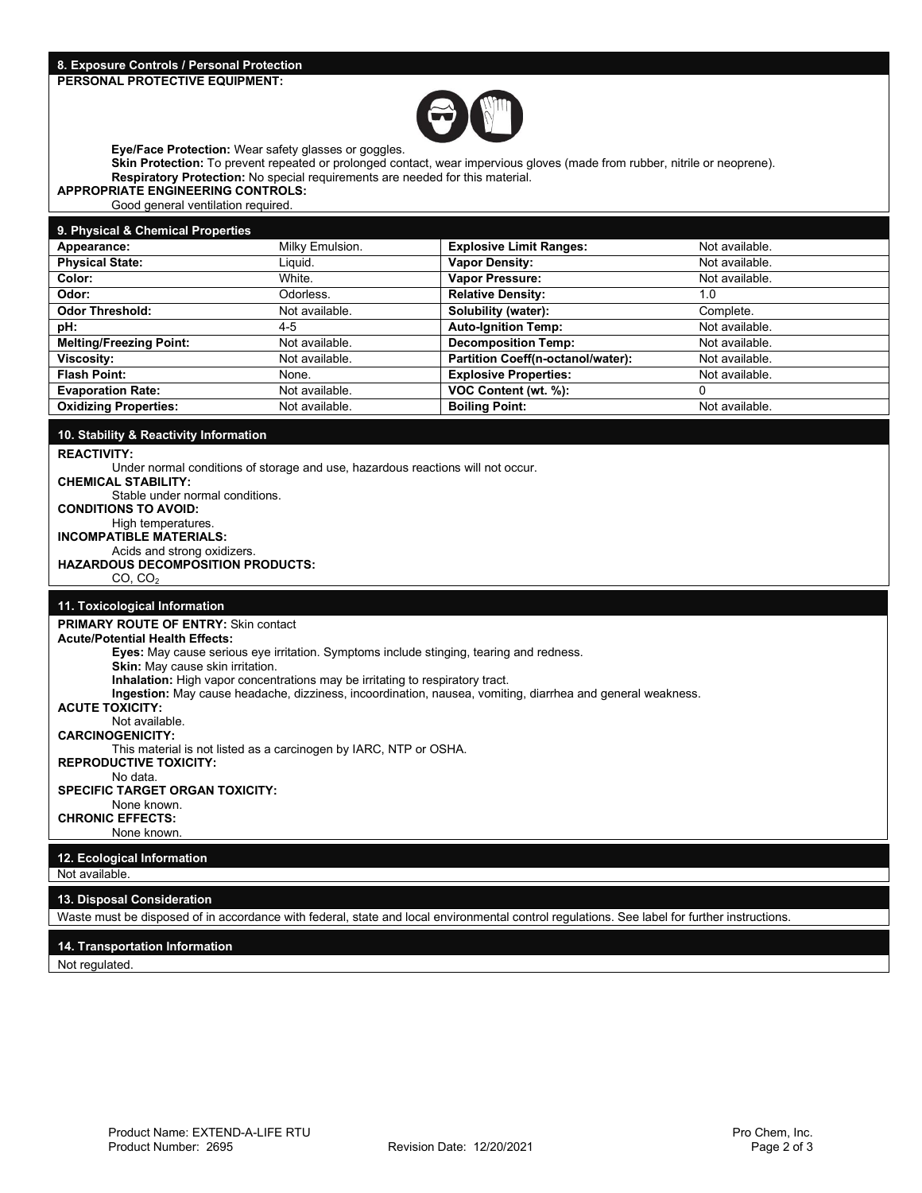## 8. Exposure Controls / Personal Protection

**PERSONAL PROTECTIVE EQUIPMENT:**

**Eye/Face Protection:** Wear safety glasses or goggles.

**Skin Protection:** To prevent repeated or prolonged contact, wear impervious gloves (made from rubber, nitrile or neoprene).

**Respiratory Protection:** No special requirements are needed for this material.

**APPROPRIATE ENGINEERING CONTROLS:**

Good general ventilation required.

## 9. Physical & Chemical Properties

| | | | |
|---|---|---|---|
| **Appearance:** | Milky Emulsion. | **Explosive Limit Ranges:** | Not available. |
| **Physical State:** | Liquid. | **Vapor Density:** | Not available. |
| **Color:** | White. | **Vapor Pressure:** | Not available. |
| **Odor:** | Odorless. | **Relative Density:** | 1.0 |
| **Odor Threshold:** | Not available. | **Solubility (water):** | Complete. |
| **pH:** | 4-5 | **Auto-Ignition Temp:** | Not available. |
| **Melting/Freezing Point:** | Not available. | **Decomposition Temp:** | Not available. |
| **Viscosity:** | Not available. | **Partition Coeff(n-octanol/water):** | Not available. |
| **Flash Point:** | None. | **Explosive Properties:** | Not available. |
| **Evaporation Rate:** | Not available. | **VOC Content (wt. %):** | 0 |
| **Oxidizing Properties:** | Not available. | **Boiling Point:** | Not available. |

## 10. Stability & Reactivity Information

**REACTIVITY:**

Under normal conditions of storage and use, hazardous reactions will not occur.

**CHEMICAL STABILITY:**

Stable under normal conditions.

**CONDITIONS TO AVOID:**

High temperatures.

**INCOMPATIBLE MATERIALS:**

Acids and strong oxidizers.

**HAZARDOUS DECOMPOSITION PRODUCTS:**

$CO$, $CO_2$

## 11. Toxicological Information

**PRIMARY ROUTE OF ENTRY:** Skin contact

**Acute/Potential Health Effects:**

**Eyes:** May cause serious eye irritation. Symptoms include stinging, tearing and redness.

**Skin:** May cause skin irritation.

**Inhalation:** High vapor concentrations may be irritating to respiratory tract.

**Ingestion:** May cause headache, dizziness, incoordination, nausea, vomiting, diarrhea and general weakness.

**ACUTE TOXICITY:**

Not available.

**CARCINOGENICITY:**

This material is not listed as a carcinogen by IARC, NTP or OSHA.

**REPRODUCTIVE TOXICITY:**

No data.

**SPECIFIC TARGET ORGAN TOXICITY:**

None known.

**CHRONIC EFFECTS:**

None known.

## 12. Ecological Information

Not available.

## 13. Disposal Consideration

Waste must be disposed of in accordance with federal, state and local environmental control regulations. See label for further instructions.

## 14. Transportation Information

Not regulated.

Product Name: EXTEND-A-LIFE RTU
Product Number: 2695
Revision Date: 12/20/2021
Pro Chem, Inc.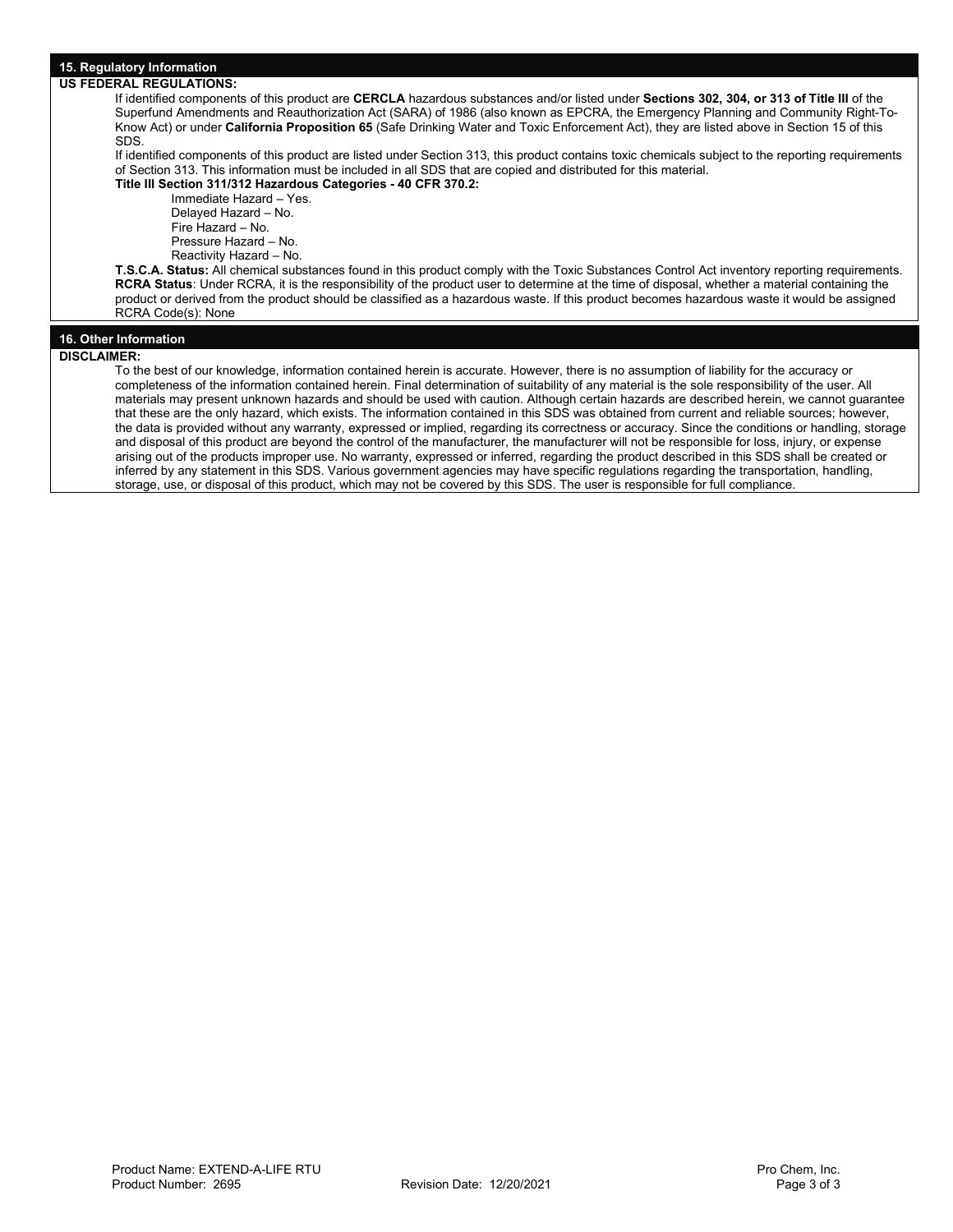## 15. Regulatory Information

**US FEDERAL REGULATIONS:**

If identified components of this product are **CERCLA** hazardous substances and/or listed under **Sections 302, 304, or 313 of Title III** of the Superfund Amendments and Reauthorization Act (SARA) of 1986 (also known as EPCRA, the Emergency Planning and Community Right-To-Know Act) or under **California Proposition 65** (Safe Drinking Water and Toxic Enforcement Act), they are listed above in Section 15 of this SDS.

If identified components of this product are listed under Section 313, this product contains toxic chemicals subject to the reporting requirements of Section 313. This information must be included in all SDS that are copied and distributed for this material.

**Title III Section 311/312 Hazardous Categories - 40 CFR 370.2:**

Immediate Hazard – Yes.
Delayed Hazard – No.
Fire Hazard – No.
Pressure Hazard – No.
Reactivity Hazard – No.

**T.S.C.A. Status:** All chemical substances found in this product comply with the Toxic Substances Control Act inventory reporting requirements.

**RCRA Status**: Under RCRA, it is the responsibility of the product user to determine at the time of disposal, whether a material containing the product or derived from the product should be classified as a hazardous waste. If this product becomes hazardous waste it would be assigned RCRA Code(s): None

## 16. Other Information

**DISCLAIMER:**

To the best of our knowledge, information contained herein is accurate. However, there is no assumption of liability for the accuracy or completeness of the information contained herein. Final determination of suitability of any material is the sole responsibility of the user. All materials may present unknown hazards and should be used with caution. Although certain hazards are described herein, we cannot guarantee that these are the only hazard, which exists. The information contained in this SDS was obtained from current and reliable sources; however, the data is provided without any warranty, expressed or implied, regarding its correctness or accuracy. Since the conditions or handling, storage and disposal of this product are beyond the control of the manufacturer, the manufacturer will not be responsible for loss, injury, or expense arising out of the products improper use. No warranty, expressed or inferred, regarding the product described in this SDS shall be created or inferred by any statement in this SDS. Various government agencies may have specific regulations regarding the transportation, handling, storage, use, or disposal of this product, which may not be covered by this SDS. The user is responsible for full compliance.